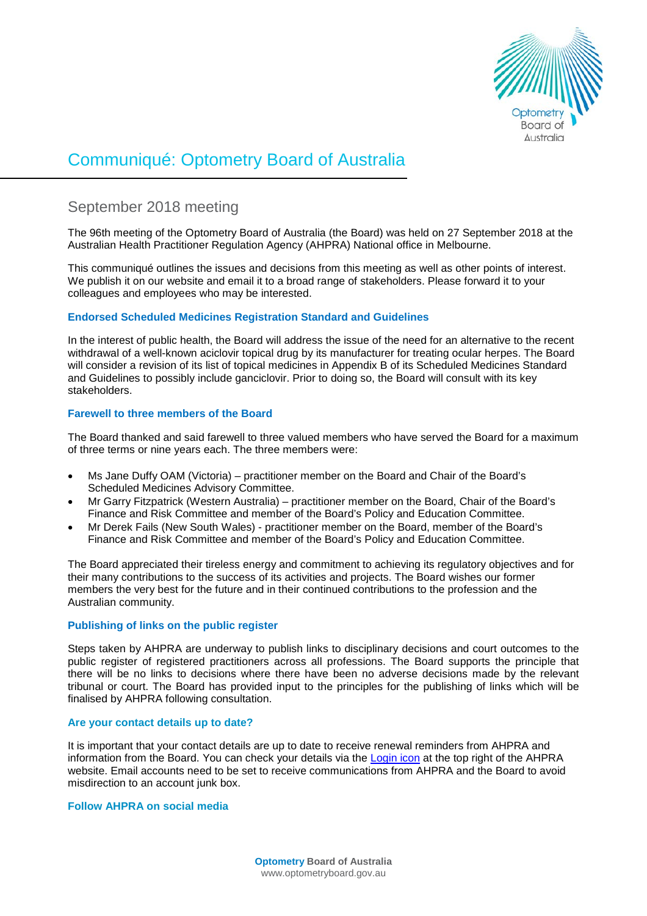# Communiqué: Optometry Board of Australia

## September 2018 meeting

The 96th meeting of the Optometry Board of Australia (the Board) was held on 27 September 2018 at the Australian Health Practitioner Regulation Agency (AHPRA) National office in Melbourne.

This communiqué outlines the issues and decisions from this meeting as well as other points of interest. We publish it on our website and email it to a broad range of stakeholders. Please forward it to your colleagues and employees who may be interested.

### Endorsed Scheduled Medicines Registration Standard and Guidelines

In the interest of public health, the Board will address the issue of the need for an alternative to the recent withdrawal of a well-known aciclovir topical drug by its manufacturer for treating ocular herpes. The Board will consider a revision of its list of topical medicines in Appendix B of its Scheduled Medicines Standard and Guidelines to possibly include ganciclovir. Prior to doing so, the Board will consult with its key stakeholders.

### Farewell to three members of the Board

The Board thanked and said farewell to three valued members who have served the Board for a maximum of three terms or nine years each. The three members were:

- Ms Jane Duffy OAM (Victoria) – practitioner member on the Board and Chair of the Board's Scheduled Medicines Advisory Committee.
- Mr Garry Fitzpatrick (Western Australia) – practitioner member on the Board, Chair of the Board's Finance and Risk Committee and member of the Board's Policy and Education Committee.
- Mr Derek Fails (New South Wales) - practitioner member on the Board, member of the Board's Finance and Risk Committee and member of the Board's Policy and Education Committee.

The Board appreciated their tireless energy and commitment to achieving its regulatory objectives and for their many contributions to the success of its activities and projects. The Board wishes our former members the very best for the future and in their continued contributions to the profession and the Australian community.

### Publishing of links on the public register

Steps taken by AHPRA are underway to publish links to disciplinary decisions and court outcomes to the public register of registered practitioners across all professions. The Board supports the principle that there will be no links to decisions where there have been no adverse decisions made by the relevant tribunal or court. The Board has provided input to the principles for the publishing of links which will be finalised by AHPRA following consultation.

### Are your contact details up to date?

It is important that your contact details are up to date to receive renewal reminders from AHPRA and information from the Board. You can check your details via the Login icon at the top right of the AHPRA website. Email accounts need to be set to receive communications from AHPRA and the Board to avoid misdirection to an account junk box.

### Follow AHPRA on social media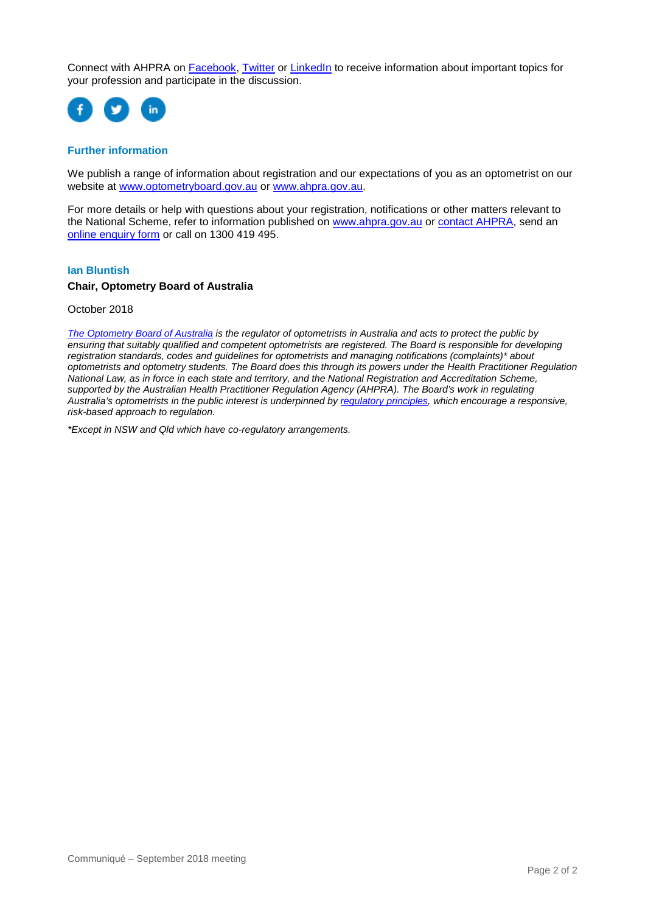Connect with AHPRA on Facebook, Twitter or LinkedIn to receive information about important topics for your profession and participate in the discussion.

### Further information

We publish a range of information about registration and our expectations of you as an optometrist on our website at www.optometryboard.gov.au or www.ahpra.gov.au.

For more details or help with questions about your registration, notifications or other matters relevant to the National Scheme, refer to information published on www.ahpra.gov.au or contact AHPRA, send an online enquiry form or call on 1300 419 495.

**Ian Bluntish**

**Chair, Optometry Board of Australia**

October 2018

*The Optometry Board of Australia is the regulator of optometrists in Australia and acts to protect the public by ensuring that suitably qualified and competent optometrists are registered. The Board is responsible for developing registration standards, codes and guidelines for optometrists and managing notifications (complaints)* about optometrists and optometry students. The Board does this through its powers under the Health Practitioner Regulation National Law, as in force in each state and territory, and the National Registration and Accreditation Scheme, supported by the Australian Health Practitioner Regulation Agency (AHPRA). The Board's work in regulating Australia's optometrists in the public interest is underpinned by regulatory principles, which encourage a responsive, risk-based approach to regulation.*

**Except in NSW and Qld which have co-regulatory arrangements.*